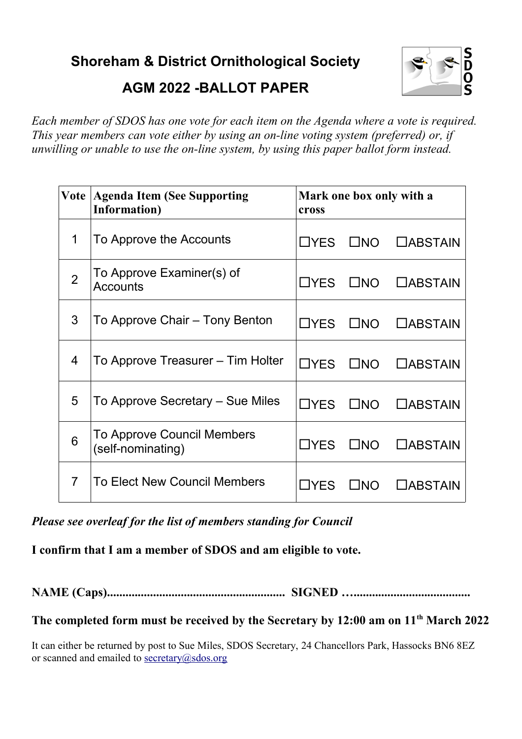# Shoreham & District Ornithological Society

## AGM 2022 -BALLOT PAPER

*Each member of SDOS has one vote for each item on the Agenda where a vote is required. This year members can vote either by using an on-line voting system (preferred) or, if unwilling or unable to use the on-line system, by using this paper ballot form instead.*

| Vote | Agenda Item (See Supporting Information) | Mark one box only with a cross |
|---|---|---|
| 1 | To Approve the Accounts | ☐YES ☐NO ☐ABSTAIN |
| 2 | To Approve Examiner(s) of Accounts | ☐YES ☐NO ☐ABSTAIN |
| 3 | To Approve Chair – Tony Benton | ☐YES ☐NO ☐ABSTAIN |
| 4 | To Approve Treasurer – Tim Holter | ☐YES ☐NO ☐ABSTAIN |
| 5 | To Approve Secretary – Sue Miles | ☐YES ☐NO ☐ABSTAIN |
| 6 | To Approve Council Members (self-nominating) | ☐YES ☐NO ☐ABSTAIN |
| 7 | To Elect New Council Members | ☐YES ☐NO ☐ABSTAIN |

***Please see overleaf for the list of members standing for Council***

**I confirm that I am a member of SDOS and am eligible to vote.**

**NAME (Caps)......................................................... SIGNED …....................................**

**The completed form must be received by the Secretary by 12:00 am on 11th March 2022**

It can either be returned by post to Sue Miles, SDOS Secretary, 24 Chancellors Park, Hassocks BN6 8EZ or scanned and emailed to secretary@sdos.org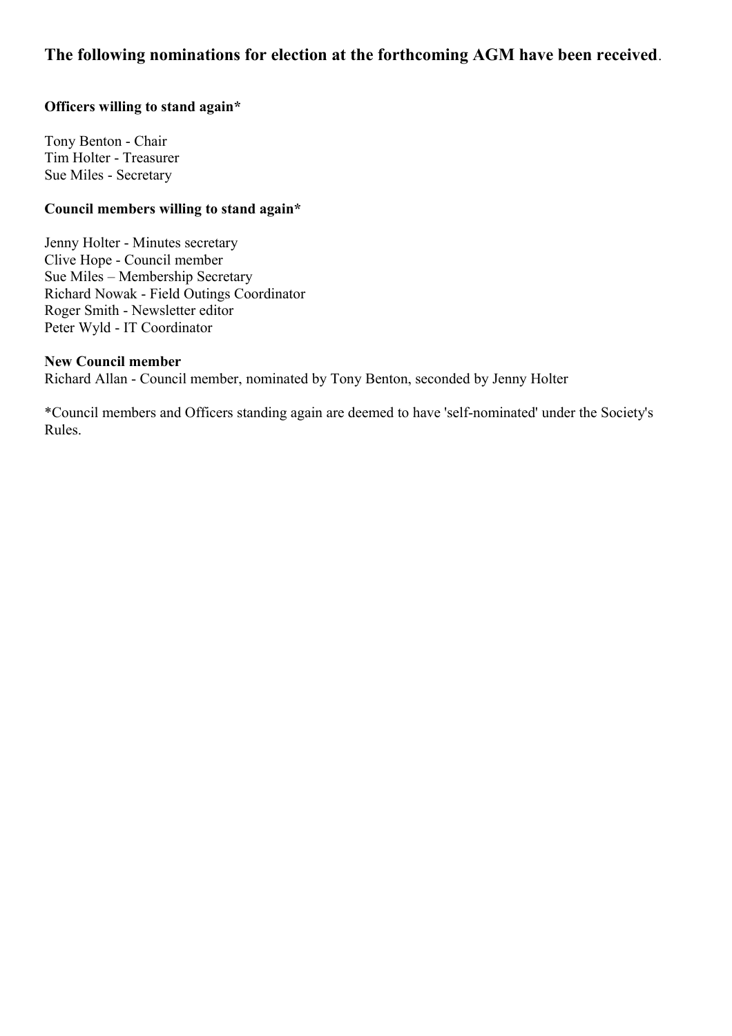## The following nominations for election at the forthcoming AGM have been received.

**Officers willing to stand again***

Tony Benton - Chair
Tim Holter - Treasurer
Sue Miles - Secretary

**Council members willing to stand again***

Jenny Holter - Minutes secretary
Clive Hope - Council member
Sue Miles – Membership Secretary
Richard Nowak - Field Outings Coordinator
Roger Smith - Newsletter editor
Peter Wyld - IT Coordinator

**New Council member**
Richard Allan - Council member, nominated by Tony Benton, seconded by Jenny Holter

*Council members and Officers standing again are deemed to have 'self-nominated' under the Society's Rules.